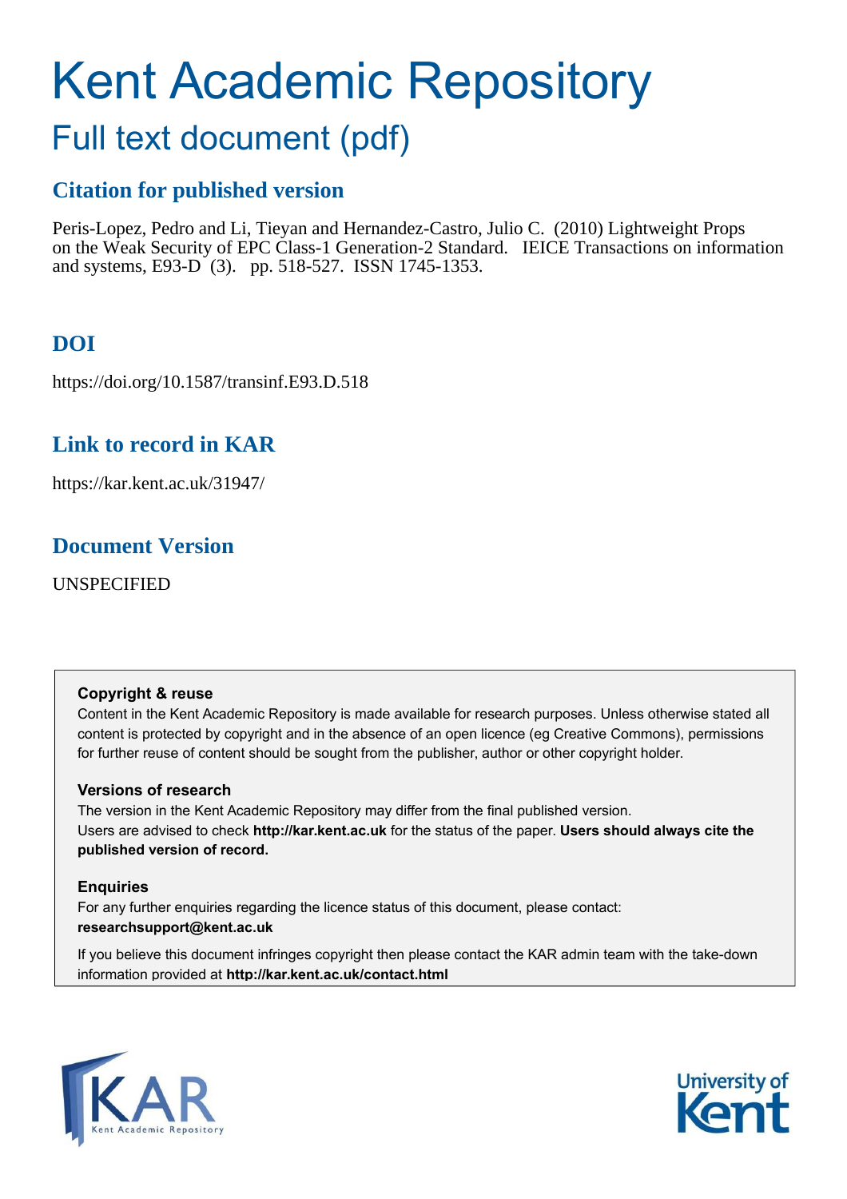# Kent Academic Repository

## Full text document (pdf)

### Citation for published version

Peris-Lopez, Pedro and Li, Tieyan and Hernandez-Castro, Julio C. (2010) Lightweight Props on the Weak Security of EPC Class-1 Generation-2 Standard. IEICE Transactions on information and systems, E93-D (3). pp. 518-527. ISSN 1745-1353.

### DOI

https://doi.org/10.1587/transinf.E93.D.518

### Link to record in KAR

https://kar.kent.ac.uk/31947/

### Document Version

UNSPECIFIED

**Copyright & reuse**

Content in the Kent Academic Repository is made available for research purposes. Unless otherwise stated all content is protected by copyright and in the absence of an open licence (eg Creative Commons), permissions for further reuse of content should be sought from the publisher, author or other copyright holder.

**Versions of research**

The version in the Kent Academic Repository may differ from the final published version. Users are advised to check **http://kar.kent.ac.uk** for the status of the paper. **Users should always cite the published version of record.**

**Enquiries**

For any further enquiries regarding the licence status of this document, please contact: **researchsupport@kent.ac.uk**

If you believe this document infringes copyright then please contact the KAR admin team with the take-down information provided at **http://kar.kent.ac.uk/contact.html**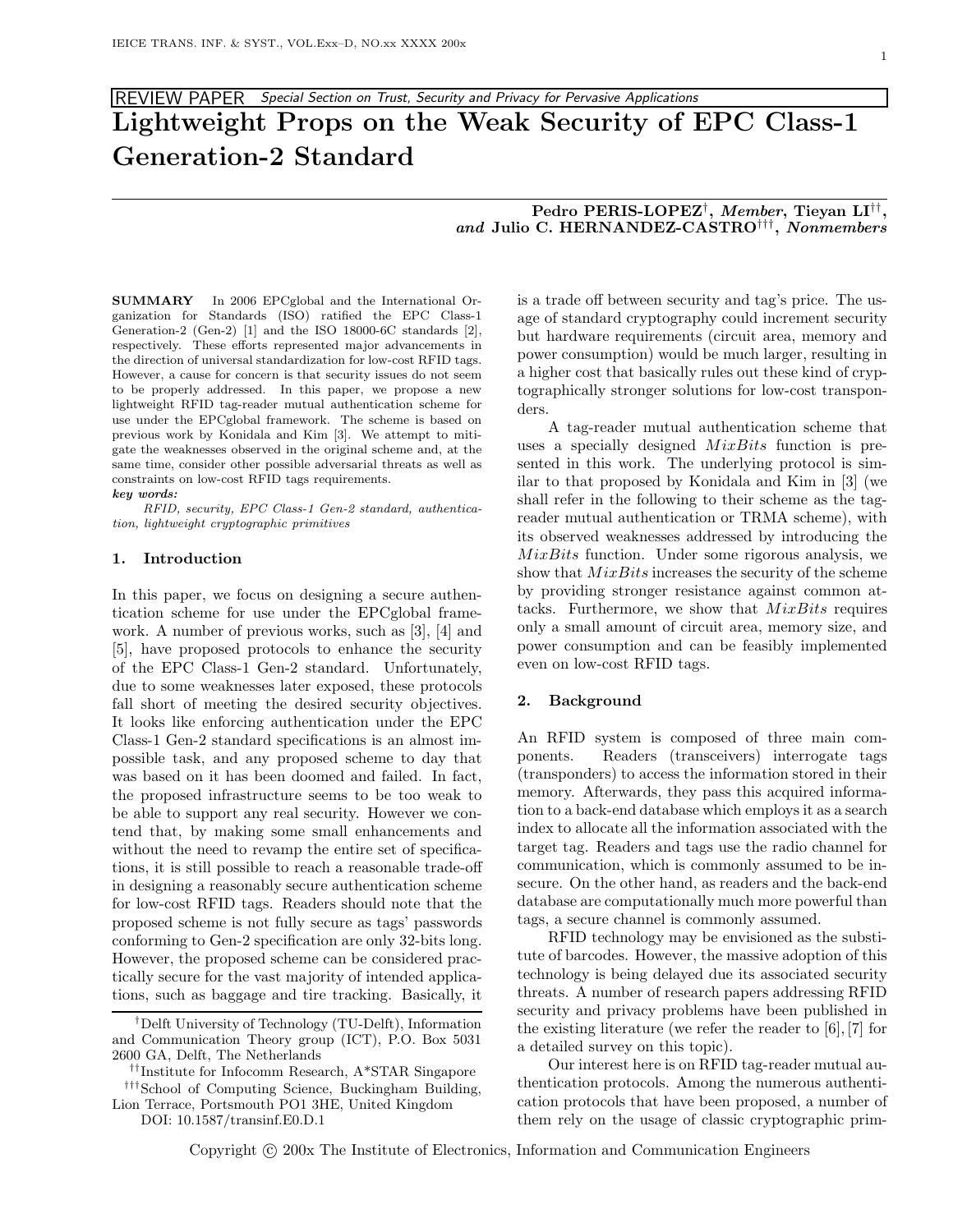REVIEW PAPER *Special Section on Trust, Security and Privacy for Pervasive Applications*

# Lightweight Props on the Weak Security of EPC Class-1 Generation-2 Standard

**Pedro PERIS-LOPEZ**[†], *Member*, **Tieyan LI**[††], *and* **Julio C. HERNANDEZ-CASTRO**[†††], *Nonmembers*

**SUMMARY** In 2006 EPCglobal and the International Organization for Standards (ISO) ratified the EPC Class-1 Generation-2 (Gen-2) [1] and the ISO 18000-6C standards [2], respectively. These efforts represented major advancements in the direction of universal standardization for low-cost RFID tags. However, a cause for concern is that security issues do not seem to be properly addressed. In this paper, we propose a new lightweight RFID tag-reader mutual authentication scheme for use under the EPCglobal framework. The scheme is based on previous work by Konidala and Kim [3]. We attempt to mitigate the weaknesses observed in the original scheme and, at the same time, consider other possible adversarial threats as well as constraints on low-cost RFID tags requirements.

***key words:*** *RFID, security, EPC Class-1 Gen-2 standard, authentication, lightweight cryptographic primitives*

## 1. Introduction

In this paper, we focus on designing a secure authentication scheme for use under the EPCglobal framework. A number of previous works, such as [3], [4] and [5], have proposed protocols to enhance the security of the EPC Class-1 Gen-2 standard. Unfortunately, due to some weaknesses later exposed, these protocols fall short of meeting the desired security objectives. It looks like enforcing authentication under the EPC Class-1 Gen-2 standard specifications is an almost impossible task, and any proposed scheme to day that was based on it has been doomed and failed. In fact, the proposed infrastructure seems to be too weak to be able to support any real security. However we contend that, by making some small enhancements and without the need to revamp the entire set of specifications, it is still possible to reach a reasonable trade-off in designing a reasonably secure authentication scheme for low-cost RFID tags. Readers should note that the proposed scheme is not fully secure as tags' passwords conforming to Gen-2 specification are only 32-bits long. However, the proposed scheme can be considered practically secure for the vast majority of intended applications, such as baggage and tire tracking. Basically, it is a trade off between security and tag's price. The usage of standard cryptography could increment security but hardware requirements (circuit area, memory and power consumption) would be much larger, resulting in a higher cost that basically rules out these kind of cryptographically stronger solutions for low-cost transponders.

A tag-reader mutual authentication scheme that uses a specially designed *MixBits* function is presented in this work. The underlying protocol is similar to that proposed by Konidala and Kim in [3] (we shall refer in the following to their scheme as the tag-reader mutual authentication or TRMA scheme), with its observed weaknesses addressed by introducing the *MixBits* function. Under some rigorous analysis, we show that *MixBits* increases the security of the scheme by providing stronger resistance against common attacks. Furthermore, we show that *MixBits* requires only a small amount of circuit area, memory size, and power consumption and can be feasibly implemented even on low-cost RFID tags.

## 2. Background

An RFID system is composed of three main components. Readers (transceivers) interrogate tags (transponders) to access the information stored in their memory. Afterwards, they pass this acquired information to a back-end database which employs it as a search index to allocate all the information associated with the target tag. Readers and tags use the radio channel for communication, which is commonly assumed to be insecure. On the other hand, as readers and the back-end database are computationally much more powerful than tags, a secure channel is commonly assumed.

RFID technology may be envisioned as the substitute of barcodes. However, the massive adoption of this technology is being delayed due its associated security threats. A number of research papers addressing RFID security and privacy problems have been published in the existing literature (we refer the reader to [6], [7] for a detailed survey on this topic).

Our interest here is on RFID tag-reader mutual authentication protocols. Among the numerous authentication protocols that have been proposed, a number of them rely on the usage of classic cryptographic prim-

[†]Delft University of Technology (TU-Delft), Information and Communication Theory group (ICT), P.O. Box 5031 2600 GA, Delft, The Netherlands

[††]Institute for Infocomm Research, A*STAR Singapore

[†††]School of Computing Science, Buckingham Building, Lion Terrace, Portsmouth PO1 3HE, United Kingdom

DOI: 10.1587/transinf.E0.D.1

Copyright © 200x The Institute of Electronics, Information and Communication Engineers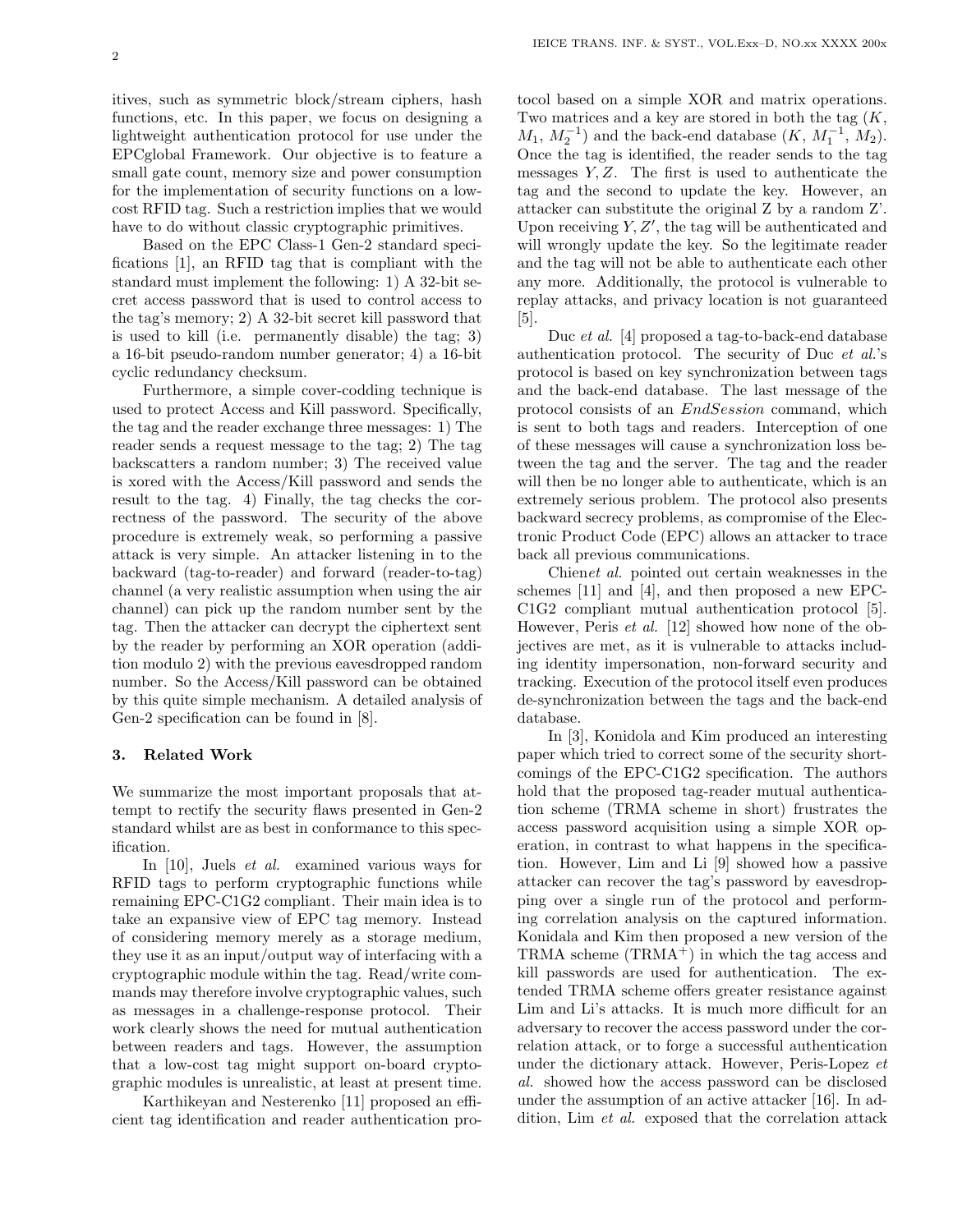itives, such as symmetric block/stream ciphers, hash functions, etc. In this paper, we focus on designing a lightweight authentication protocol for use under the EPCglobal Framework. Our objective is to feature a small gate count, memory size and power consumption for the implementation of security functions on a low-cost RFID tag. Such a restriction implies that we would have to do without classic cryptographic primitives.

Based on the EPC Class-1 Gen-2 standard specifications [1], an RFID tag that is compliant with the standard must implement the following: 1) A 32-bit secret access password that is used to control access to the tag's memory; 2) A 32-bit secret kill password that is used to kill (i.e. permanently disable) the tag; 3) a 16-bit pseudo-random number generator; 4) a 16-bit cyclic redundancy checksum.

Furthermore, a simple cover-codding technique is used to protect Access and Kill password. Specifically, the tag and the reader exchange three messages: 1) The reader sends a request message to the tag; 2) The tag backscatters a random number; 3) The received value is xored with the Access/Kill password and sends the result to the tag. 4) Finally, the tag checks the correctness of the password. The security of the above procedure is extremely weak, so performing a passive attack is very simple. An attacker listening in to the backward (tag-to-reader) and forward (reader-to-tag) channel (a very realistic assumption when using the air channel) can pick up the random number sent by the tag. Then the attacker can decrypt the ciphertext sent by the reader by performing an XOR operation (addition modulo 2) with the previous eavesdropped random number. So the Access/Kill password can be obtained by this quite simple mechanism. A detailed analysis of Gen-2 specification can be found in [8].

## 3. Related Work

We summarize the most important proposals that attempt to rectify the security flaws presented in Gen-2 standard whilst are as best in conformance to this specification.

In [10], Juels *et al.* examined various ways for RFID tags to perform cryptographic functions while remaining EPC-C1G2 compliant. Their main idea is to take an expansive view of EPC tag memory. Instead of considering memory merely as a storage medium, they use it as an input/output way of interfacing with a cryptographic module within the tag. Read/write commands may therefore involve cryptographic values, such as messages in a challenge-response protocol. Their work clearly shows the need for mutual authentication between readers and tags. However, the assumption that a low-cost tag might support on-board cryptographic modules is unrealistic, at least at present time.

Karthikeyan and Nesterenko [11] proposed an efficient tag identification and reader authentication protocol based on a simple XOR and matrix operations. Two matrices and a key are stored in both the tag ($K$, $M_1$, $M_2^{-1}$) and the back-end database ($K$, $M_1^{-1}$, $M_2$). Once the tag is identified, the reader sends to the tag messages $Y, Z$. The first is used to authenticate the tag and the second to update the key. However, an attacker can substitute the original Z by a random Z'. Upon receiving $Y, Z'$, the tag will be authenticated and will wrongly update the key. So the legitimate reader and the tag will not be able to authenticate each other any more. Additionally, the protocol is vulnerable to replay attacks, and privacy location is not guaranteed [5].

Duc *et al.* [4] proposed a tag-to-back-end database authentication protocol. The security of Duc *et al.*'s protocol is based on key synchronization between tags and the back-end database. The last message of the protocol consists of an *EndSession* command, which is sent to both tags and readers. Interception of one of these messages will cause a synchronization loss between the tag and the server. The tag and the reader will then be no longer able to authenticate, which is an extremely serious problem. The protocol also presents backward secrecy problems, as compromise of the Electronic Product Code (EPC) allows an attacker to trace back all previous communications.

Chien*et al.* pointed out certain weaknesses in the schemes [11] and [4], and then proposed a new EPC-C1G2 compliant mutual authentication protocol [5]. However, Peris *et al.* [12] showed how none of the objectives are met, as it is vulnerable to attacks including identity impersonation, non-forward security and tracking. Execution of the protocol itself even produces de-synchronization between the tags and the back-end database.

In [3], Konidola and Kim produced an interesting paper which tried to correct some of the security shortcomings of the EPC-C1G2 specification. The authors hold that the proposed tag-reader mutual authentication scheme (TRMA scheme in short) frustrates the access password acquisition using a simple XOR operation, in contrast to what happens in the specification. However, Lim and Li [9] showed how a passive attacker can recover the tag's password by eavesdropping over a single run of the protocol and performing correlation analysis on the captured information. Konidala and Kim then proposed a new version of the TRMA scheme (TRMA$^{+}$) in which the tag access and kill passwords are used for authentication. The extended TRMA scheme offers greater resistance against Lim and Li's attacks. It is much more difficult for an adversary to recover the access password under the correlation attack, or to forge a successful authentication under the dictionary attack. However, Peris-Lopez *et al.* showed how the access password can be disclosed under the assumption of an active attacker [16]. In addition, Lim *et al.* exposed that the correlation attack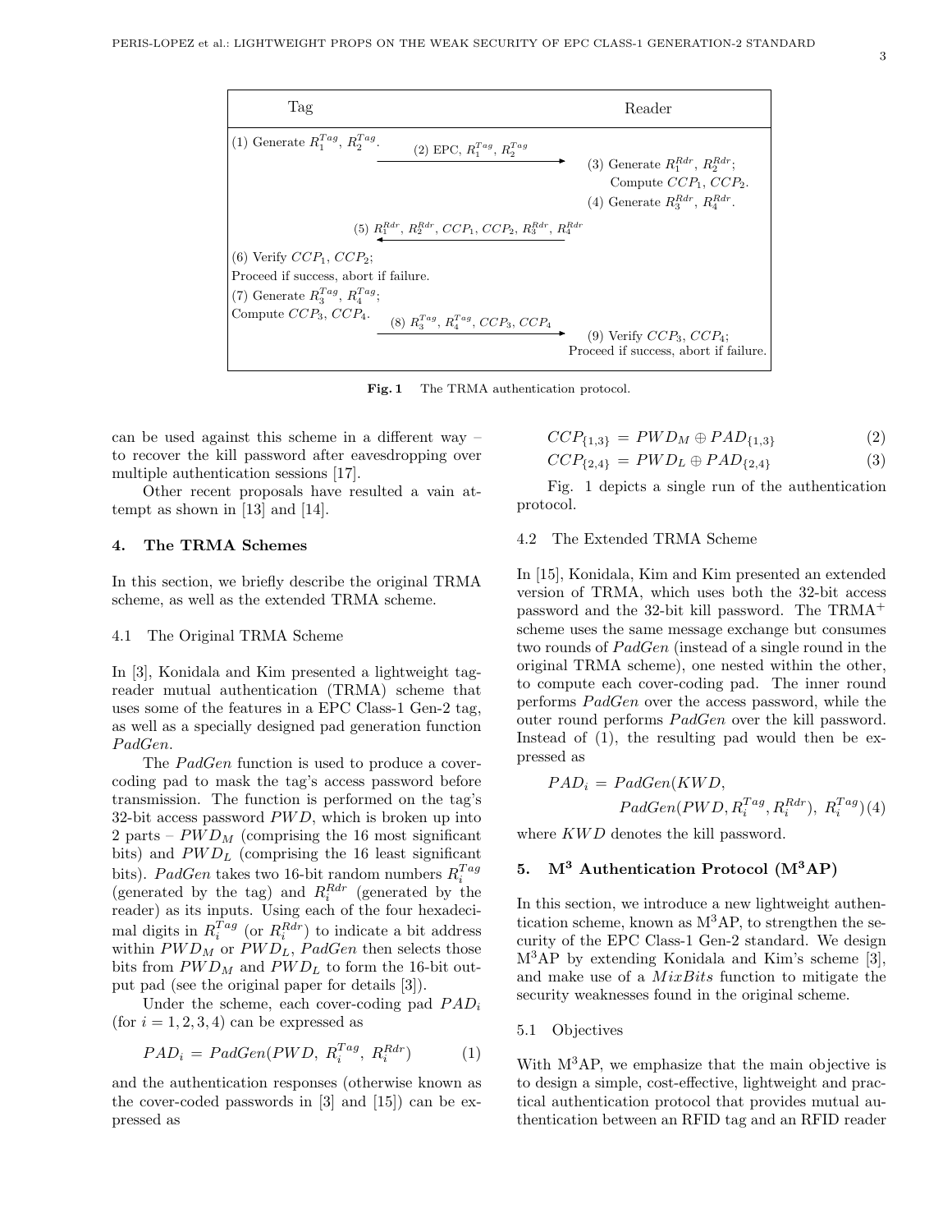| Tag | | Reader |
|---|---|---|
| (1) Generate $R_1^{Tag}$, $R_2^{Tag}$. | (2) EPC, $R_1^{Tag}$, $R_2^{Tag}$ → | |
| | | (3) Generate $R_1^{Rdr}$, $R_2^{Rdr}$; Compute $CCP_1$, $CCP_2$. |
| | | (4) Generate $R_3^{Rdr}$, $R_4^{Rdr}$. |
| | ← (5) $R_1^{Rdr}$, $R_2^{Rdr}$, $CCP_1$, $CCP_2$, $R_3^{Rdr}$, $R_4^{Rdr}$ | |
| (6) Verify $CCP_1$, $CCP_2$; Proceed if success, abort if failure. | | |
| (7) Generate $R_3^{Tag}$, $R_4^{Tag}$; Compute $CCP_3$, $CCP_4$. | (8) $R_3^{Tag}$, $R_4^{Tag}$, $CCP_3$, $CCP_4$ → | |
| | | (9) Verify $CCP_3$, $CCP_4$; Proceed if success, abort if failure. |

**Fig. 1** The TRMA authentication protocol.

can be used against this scheme in a different way – to recover the kill password after eavesdropping over multiple authentication sessions [17].

Other recent proposals have resulted a vain attempt as shown in [13] and [14].

## 4. The TRMA Schemes

In this section, we briefly describe the original TRMA scheme, as well as the extended TRMA scheme.

### 4.1 The Original TRMA Scheme

In [3], Konidala and Kim presented a lightweight tag-reader mutual authentication (TRMA) scheme that uses some of the features in a EPC Class-1 Gen-2 tag, as well as a specially designed pad generation function *PadGen*.

The *PadGen* function is used to produce a cover-coding pad to mask the tag's access password before transmission. The function is performed on the tag's 32-bit access password $PWD$, which is broken up into 2 parts – $PWD_M$ (comprising the 16 most significant bits) and $PWD_L$ (comprising the 16 least significant bits). *PadGen* takes two 16-bit random numbers $R_i^{Tag}$ (generated by the tag) and $R_i^{Rdr}$ (generated by the reader) as its inputs. Using each of the four hexadecimal digits in $R_i^{Tag}$ (or $R_i^{Rdr}$) to indicate a bit address within $PWD_M$ or $PWD_L$, *PadGen* then selects those bits from $PWD_M$ and $PWD_L$ to form the 16-bit output pad (see the original paper for details [3]).

Under the scheme, each cover-coding pad $PAD_i$ (for $i = 1, 2, 3, 4$) can be expressed as

$$PAD_i = PadGen(PWD,\ R_i^{Tag},\ R_i^{Rdr}) \tag{1}$$

and the authentication responses (otherwise known as the cover-coded passwords in [3] and [15]) can be expressed as

$$CCP_{\{1,3\}} = PWD_M \oplus PAD_{\{1,3\}} \tag{2}$$

$$CCP_{\{2,4\}} = PWD_L \oplus PAD_{\{2,4\}} \tag{3}$$

Fig. 1 depicts a single run of the authentication protocol.

### 4.2 The Extended TRMA Scheme

In [15], Konidala, Kim and Kim presented an extended version of TRMA, which uses both the 32-bit access password and the 32-bit kill password. The TRMA$^+$ scheme uses the same message exchange but consumes two rounds of *PadGen* (instead of a single round in the original TRMA scheme), one nested within the other, to compute each cover-coding pad. The inner round performs *PadGen* over the access password, while the outer round performs *PadGen* over the kill password. Instead of (1), the resulting pad would then be expressed as

$$PAD_i = PadGen(KWD,\ PadGen(PWD, R_i^{Tag}, R_i^{Rdr}),\ R_i^{Tag}) \tag{4}$$

where $KWD$ denotes the kill password.

## 5. M$^3$ Authentication Protocol (M$^3$AP)

In this section, we introduce a new lightweight authentication scheme, known as M$^3$AP, to strengthen the security of the EPC Class-1 Gen-2 standard. We design M$^3$AP by extending Konidala and Kim's scheme [3], and make use of a *MixBits* function to mitigate the security weaknesses found in the original scheme.

### 5.1 Objectives

With M$^3$AP, we emphasize that the main objective is to design a simple, cost-effective, lightweight and practical authentication protocol that provides mutual authentication between an RFID tag and an RFID reader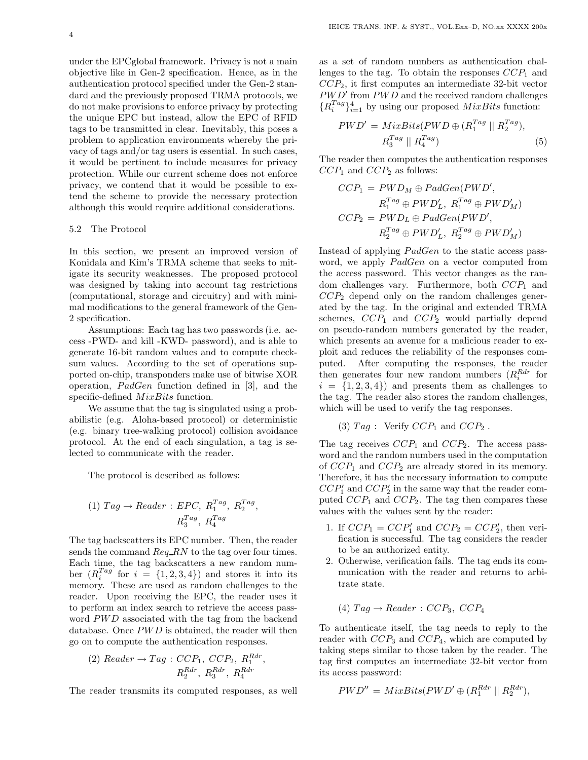under the EPCglobal framework. Privacy is not a main objective like in Gen-2 specification. Hence, as in the authentication protocol specified under the Gen-2 standard and the previously proposed TRMA protocols, we do not make provisions to enforce privacy by protecting the unique EPC but instead, allow the EPC of RFID tags to be transmitted in clear. Inevitably, this poses a problem to application environments whereby the privacy of tags and/or tag users is essential. In such cases, it would be pertinent to include measures for privacy protection. While our current scheme does not enforce privacy, we contend that it would be possible to extend the scheme to provide the necessary protection although this would require additional considerations.

### 5.2 The Protocol

In this section, we present an improved version of Konidala and Kim's TRMA scheme that seeks to mitigate its security weaknesses. The proposed protocol was designed by taking into account tag restrictions (computational, storage and circuitry) and with minimal modifications to the general framework of the Gen-2 specification.

Assumptions: Each tag has two passwords (i.e. access -PWD- and kill -KWD- password), and is able to generate 16-bit random values and to compute checksum values. According to the set of operations supported on-chip, transponders make use of bitwise XOR operation, $PadGen$ function defined in [3], and the specific-defined $MixBits$ function.

We assume that the tag is singulated using a probabilistic (e.g. Aloha-based protocol) or deterministic (e.g. binary tree-walking protocol) collision avoidance protocol. At the end of each singulation, a tag is selected to communicate with the reader.

The protocol is described as follows:

$$(1)\ Tag \rightarrow Reader : EPC,\ R_1^{Tag},\ R_2^{Tag},\ R_3^{Tag},\ R_4^{Tag}$$

The tag backscatters its EPC number. Then, the reader sends the command $Req\_RN$ to the tag over four times. Each time, the tag backscatters a new random number ($R_i^{Tag}$ for $i = \{1,2,3,4\}$) and stores it into its memory. These are used as random challenges to the reader. Upon receiving the EPC, the reader uses it to perform an index search to retrieve the access password $PWD$ associated with the tag from the backend database. Once $PWD$ is obtained, the reader will then go on to compute the authentication responses.

$$(2)\ Reader \rightarrow Tag : CCP_1,\ CCP_2,\ R_1^{Rdr},\ R_2^{Rdr},\ R_3^{Rdr},\ R_4^{Rdr}$$

The reader transmits its computed responses, as well as a set of random numbers as authentication challenges to the tag. To obtain the responses $CCP_1$ and $CCP_2$, it first computes an intermediate 32-bit vector $PWD'$ from $PWD$ and the received random challenges $\{R_i^{Tag}\}_{i=1}^{4}$ by using our proposed $MixBits$ function:

$$PWD' = MixBits(PWD \oplus (R_1^{Tag} \,||\, R_2^{Tag}),\ R_3^{Tag} \,||\, R_4^{Tag}) \tag{5}$$

The reader then computes the authentication responses $CCP_1$ and $CCP_2$ as follows:

$$CCP_1 = PWD_M \oplus PadGen(PWD',\ R_1^{Tag} \oplus PWD'_L,\ R_1^{Tag} \oplus PWD'_M)$$
$$CCP_2 = PWD_L \oplus PadGen(PWD',\ R_2^{Tag} \oplus PWD'_L,\ R_2^{Tag} \oplus PWD'_M)$$

Instead of applying $PadGen$ to the static access password, we apply $PadGen$ on a vector computed from the access password. This vector changes as the random challenges vary. Furthermore, both $CCP_1$ and $CCP_2$ depend only on the random challenges generated by the tag. In the original and extended TRMA schemes, $CCP_1$ and $CCP_2$ would partially depend on pseudo-random numbers generated by the reader, which presents an avenue for a malicious reader to exploit and reduces the reliability of the responses computed. After computing the responses, the reader then generates four new random numbers ($R_i^{Rdr}$ for $i = \{1,2,3,4\}$) and presents them as challenges to the tag. The reader also stores the random challenges, which will be used to verify the tag responses.

$$(3)\ Tag : \text{ Verify } CCP_1 \text{ and } CCP_2\ .$$

The tag receives $CCP_1$ and $CCP_2$. The access password and the random numbers used in the computation of $CCP_1$ and $CCP_2$ are already stored in its memory. Therefore, it has the necessary information to compute $CCP'_1$ and $CCP'_2$ in the same way that the reader computed $CCP_1$ and $CCP_2$. The tag then compares these values with the values sent by the reader:

1. If $CCP_1 = CCP'_1$ and $CCP_2 = CCP'_2$, then verification is successful. The tag considers the reader to be an authorized entity.
2. Otherwise, verification fails. The tag ends its communication with the reader and returns to arbitrate state.

$$(4)\ Tag \rightarrow Reader : CCP_3,\ CCP_4$$

To authenticate itself, the tag needs to reply to the reader with $CCP_3$ and $CCP_4$, which are computed by taking steps similar to those taken by the reader. The tag first computes an intermediate 32-bit vector from its access password:

$$PWD'' = MixBits(PWD' \oplus (R_1^{Rdr} \,||\, R_2^{Rdr}),$$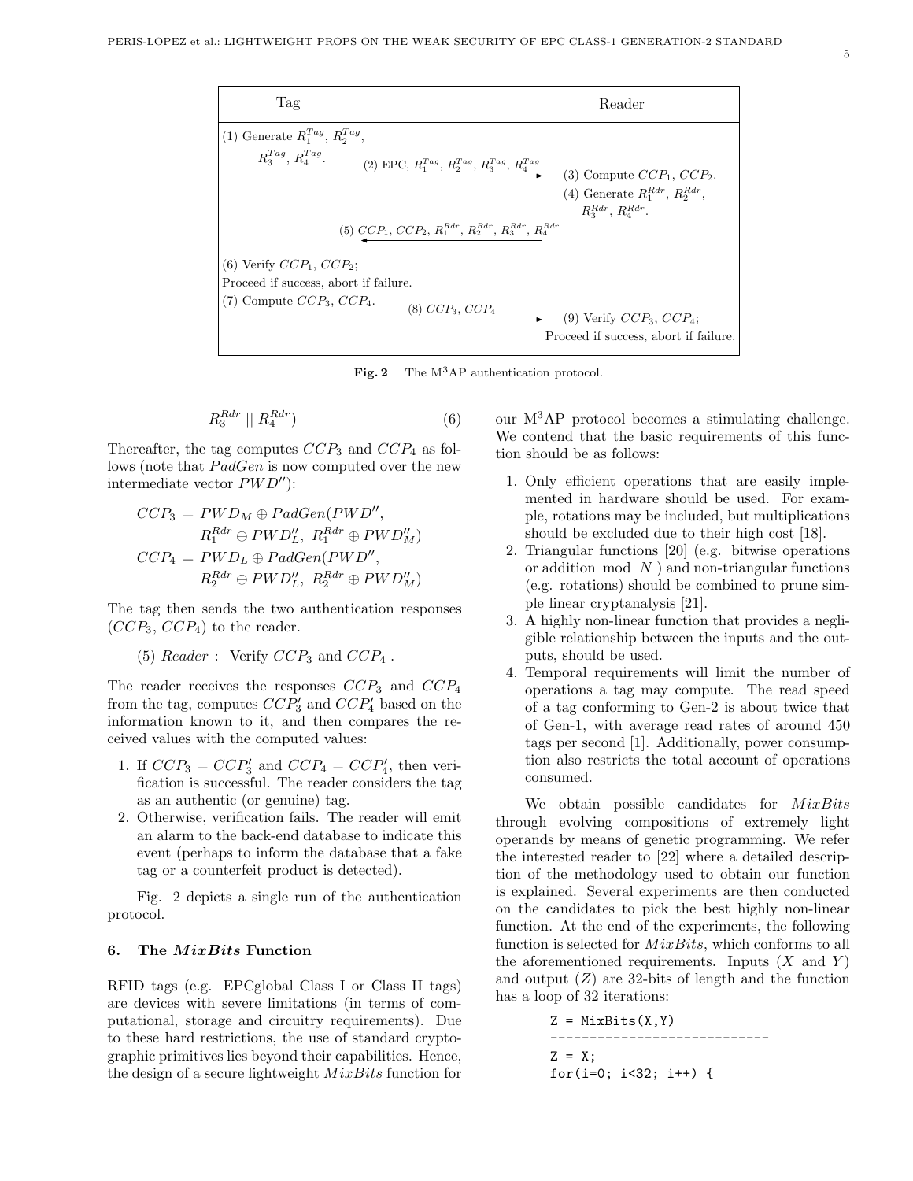| Tag | | Reader |
|---|---|---|
| (1) Generate $R_1^{Tag}$, $R_2^{Tag}$, $R_3^{Tag}$, $R_4^{Tag}$. | | |
| | (2) EPC, $R_1^{Tag}$, $R_2^{Tag}$, $R_3^{Tag}$, $R_4^{Tag}$ → | |
| | | (3) Compute $CCP_1$, $CCP_2$. |
| | | (4) Generate $R_1^{Rdr}$, $R_2^{Rdr}$, $R_3^{Rdr}$, $R_4^{Rdr}$. |
| | ← (5) $CCP_1$, $CCP_2$, $R_1^{Rdr}$, $R_2^{Rdr}$, $R_3^{Rdr}$, $R_4^{Rdr}$ | |
| (6) Verify $CCP_1$, $CCP_2$; Proceed if success, abort if failure. | | |
| (7) Compute $CCP_3$, $CCP_4$. | | |
| | (8) $CCP_3$, $CCP_4$ → | |
| | | (9) Verify $CCP_3$, $CCP_4$; Proceed if success, abort if failure. |

**Fig. 2** The M$^3$AP authentication protocol.

$$R_3^{Rdr} \mid\mid R_4^{Rdr}) \tag{6}$$

Thereafter, the tag computes $CCP_3$ and $CCP_4$ as follows (note that $PadGen$ is now computed over the new intermediate vector $PWD''$):

$$
\begin{aligned}
CCP_3 &= PWD_M \oplus PadGen(PWD'', \\
&\quad R_1^{Rdr} \oplus PWD''_L,\ R_1^{Rdr} \oplus PWD''_M) \\
CCP_4 &= PWD_L \oplus PadGen(PWD'', \\
&\quad R_2^{Rdr} \oplus PWD''_L,\ R_2^{Rdr} \oplus PWD''_M)
\end{aligned}
$$

The tag then sends the two authentication responses ($CCP_3$, $CCP_4$) to the reader.

(5) *Reader* : Verify $CCP_3$ and $CCP_4$ .

The reader receives the responses $CCP_3$ and $CCP_4$ from the tag, computes $CCP'_3$ and $CCP'_4$ based on the information known to it, and then compares the received values with the computed values:

1. If $CCP_3 = CCP'_3$ and $CCP_4 = CCP'_4$, then verification is successful. The reader considers the tag as an authentic (or genuine) tag.
2. Otherwise, verification fails. The reader will emit an alarm to the back-end database to indicate this event (perhaps to inform the database that a fake tag or a counterfeit product is detected).

Fig. 2 depicts a single run of the authentication protocol.

## 6. The *MixBits* Function

RFID tags (e.g. EPCglobal Class I or Class II tags) are devices with severe limitations (in terms of computational, storage and circuitry requirements). Due to these hard restrictions, the use of standard cryptographic primitives lies beyond their capabilities. Hence, the design of a secure lightweight *MixBits* function for our M$^3$AP protocol becomes a stimulating challenge. We contend that the basic requirements of this function should be as follows:

1. Only efficient operations that are easily implemented in hardware should be used. For example, rotations may be included, but multiplications should be excluded due to their high cost [18].
2. Triangular functions [20] (e.g. bitwise operations or addition mod $N$ ) and non-triangular functions (e.g. rotations) should be combined to prune simple linear cryptanalysis [21].
3. A highly non-linear function that provides a negligible relationship between the inputs and the outputs, should be used.
4. Temporal requirements will limit the number of operations a tag may compute. The read speed of a tag conforming to Gen-2 is about twice that of Gen-1, with average read rates of around 450 tags per second [1]. Additionally, power consumption also restricts the total account of operations consumed.

We obtain possible candidates for *MixBits* through evolving compositions of extremely light operands by means of genetic programming. We refer the interested reader to [22] where a detailed description of the methodology used to obtain our function is explained. Several experiments are then conducted on the candidates to pick the best highly non-linear function. At the end of the experiments, the following function is selected for *MixBits*, which conforms to all the aforementioned requirements. Inputs ($X$ and $Y$) and output ($Z$) are 32-bits of length and the function has a loop of 32 iterations:

```
Z = MixBits(X,Y)
----------------------------
Z = X;
for(i=0; i<32; i++) {
```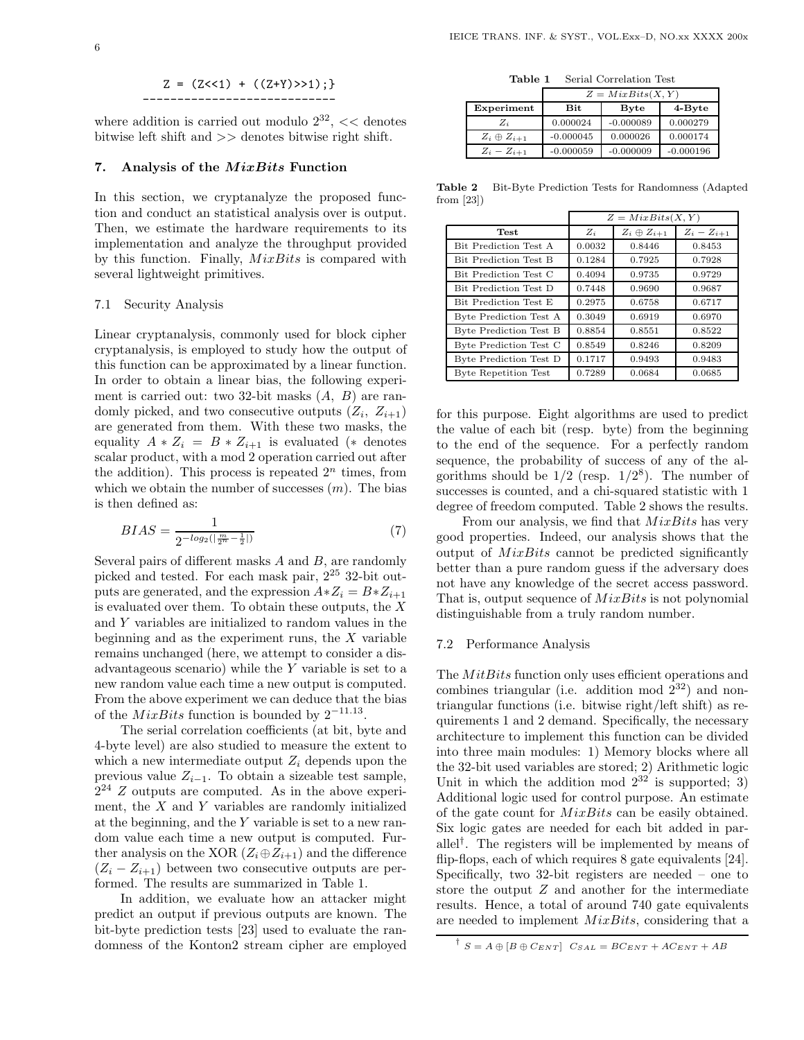```
Z = (Z<<1) + ((Z+Y)>>1);}
----------------------------
```

where addition is carried out modulo $2^{32}$, $<<$ denotes bitwise left shift and $>>$ denotes bitwise right shift.

## 7. Analysis of the *MixBits* Function

In this section, we cryptanalyze the proposed function and conduct an statistical analysis over is output. Then, we estimate the hardware requirements to its implementation and analyze the throughput provided by this function. Finally, *MixBits* is compared with several lightweight primitives.

### 7.1 Security Analysis

Linear cryptanalysis, commonly used for block cipher cryptanalysis, is employed to study how the output of this function can be approximated by a linear function. In order to obtain a linear bias, the following experiment is carried out: two 32-bit masks ($A$, $B$) are randomly picked, and two consecutive outputs ($Z_i$, $Z_{i+1}$) are generated from them. With these two masks, the equality $A * Z_i = B * Z_{i+1}$ is evaluated ($*$ denotes scalar product, with a mod 2 operation carried out after the addition). This process is repeated $2^n$ times, from which we obtain the number of successes ($m$). The bias is then defined as:

$$BIAS = \frac{1}{2^{-log_2(|\frac{m}{2^n} - \frac{1}{2}|)}} \quad (7)$$

Several pairs of different masks $A$ and $B$, are randomly picked and tested. For each mask pair, $2^{25}$ 32-bit outputs are generated, and the expression $A*Z_i = B*Z_{i+1}$ is evaluated over them. To obtain these outputs, the $X$ and $Y$ variables are initialized to random values in the beginning and as the experiment runs, the $X$ variable remains unchanged (here, we attempt to consider a disadvantageous scenario) while the $Y$ variable is set to a new random value each time a new output is computed. From the above experiment we can deduce that the bias of the *MixBits* function is bounded by $2^{-11.13}$.

The serial correlation coefficients (at bit, byte and 4-byte level) are also studied to measure the extent to which a new intermediate output $Z_i$ depends upon the previous value $Z_{i-1}$. To obtain a sizeable test sample, $2^{24}$ $Z$ outputs are computed. As in the above experiment, the $X$ and $Y$ variables are randomly initialized at the beginning, and the $Y$ variable is set to a new random value each time a new output is computed. Further analysis on the XOR ($Z_i \oplus Z_{i+1}$) and the difference ($Z_i - Z_{i+1}$) between two consecutive outputs are performed. The results are summarized in Table 1.

In addition, we evaluate how an attacker might predict an output if previous outputs are known. The bit-byte prediction tests [23] used to evaluate the randomness of the Konton2 stream cipher are employed for this purpose. Eight algorithms are used to predict the value of each bit (resp. byte) from the beginning to the end of the sequence. For a perfectly random sequence, the probability of success of any of the algorithms should be $1/2$ (resp. $1/2^8$). The number of successes is counted, and a chi-squared statistic with 1 degree of freedom computed. Table 2 shows the results.

**Table 1** Serial Correlation Test

| | $Z = MixBits(X,Y)$ | | |
|---|---|---|---|
| **Experiment** | **Bit** | **Byte** | **4-Byte** |
| $Z_i$ | 0.000024 | -0.000089 | 0.000279 |
| $Z_i \oplus Z_{i+1}$ | -0.000045 | 0.000026 | 0.000174 |
| $Z_i - Z_{i+1}$ | -0.000059 | -0.000009 | -0.000196 |

**Table 2** Bit-Byte Prediction Tests for Randomness (Adapted from [23])

| | $Z = MixBits(X,Y)$ | | |
|---|---|---|---|
| **Test** | $Z_i$ | $Z_i \oplus Z_{i+1}$ | $Z_i - Z_{i+1}$ |
| Bit Prediction Test A | 0.0032 | 0.8446 | 0.8453 |
| Bit Prediction Test B | 0.1284 | 0.7925 | 0.7928 |
| Bit Prediction Test C | 0.4094 | 0.9735 | 0.9729 |
| Bit Prediction Test D | 0.7448 | 0.9690 | 0.9687 |
| Bit Prediction Test E | 0.2975 | 0.6758 | 0.6717 |
| Byte Prediction Test A | 0.3049 | 0.6919 | 0.6970 |
| Byte Prediction Test B | 0.8854 | 0.8551 | 0.8522 |
| Byte Prediction Test C | 0.8549 | 0.8246 | 0.8209 |
| Byte Prediction Test D | 0.1717 | 0.9493 | 0.9483 |
| Byte Repetition Test | 0.7289 | 0.0684 | 0.0685 |

From our analysis, we find that *MixBits* has very good properties. Indeed, our analysis shows that the output of *MixBits* cannot be predicted significantly better than a pure random guess if the adversary does not have any knowledge of the secret access password. That is, output sequence of *MixBits* is not polynomial distinguishable from a truly random number.

### 7.2 Performance Analysis

The *MitBits* function only uses efficient operations and combines triangular (i.e. addition mod $2^{32}$) and non-triangular functions (i.e. bitwise right/left shift) as requirements 1 and 2 demand. Specifically, the necessary architecture to implement this function can be divided into three main modules: 1) Memory blocks where all the 32-bit used variables are stored; 2) Arithmetic logic Unit in which the addition mod $2^{32}$ is supported; 3) Additional logic used for control purpose. An estimate of the gate count for *MixBits* can be easily obtained. Six logic gates are needed for each bit added in parallel†. The registers will be implemented by means of flip-flops, each of which requires 8 gate equivalents [24]. Specifically, two 32-bit registers are needed – one to store the output $Z$ and another for the intermediate results. Hence, a total of around 740 gate equivalents are needed to implement *MixBits*, considering that a

† $S = A \oplus [B \oplus C_{ENT}]$ $\;C_{SAL} = BC_{ENT} + AC_{ENT} + AB$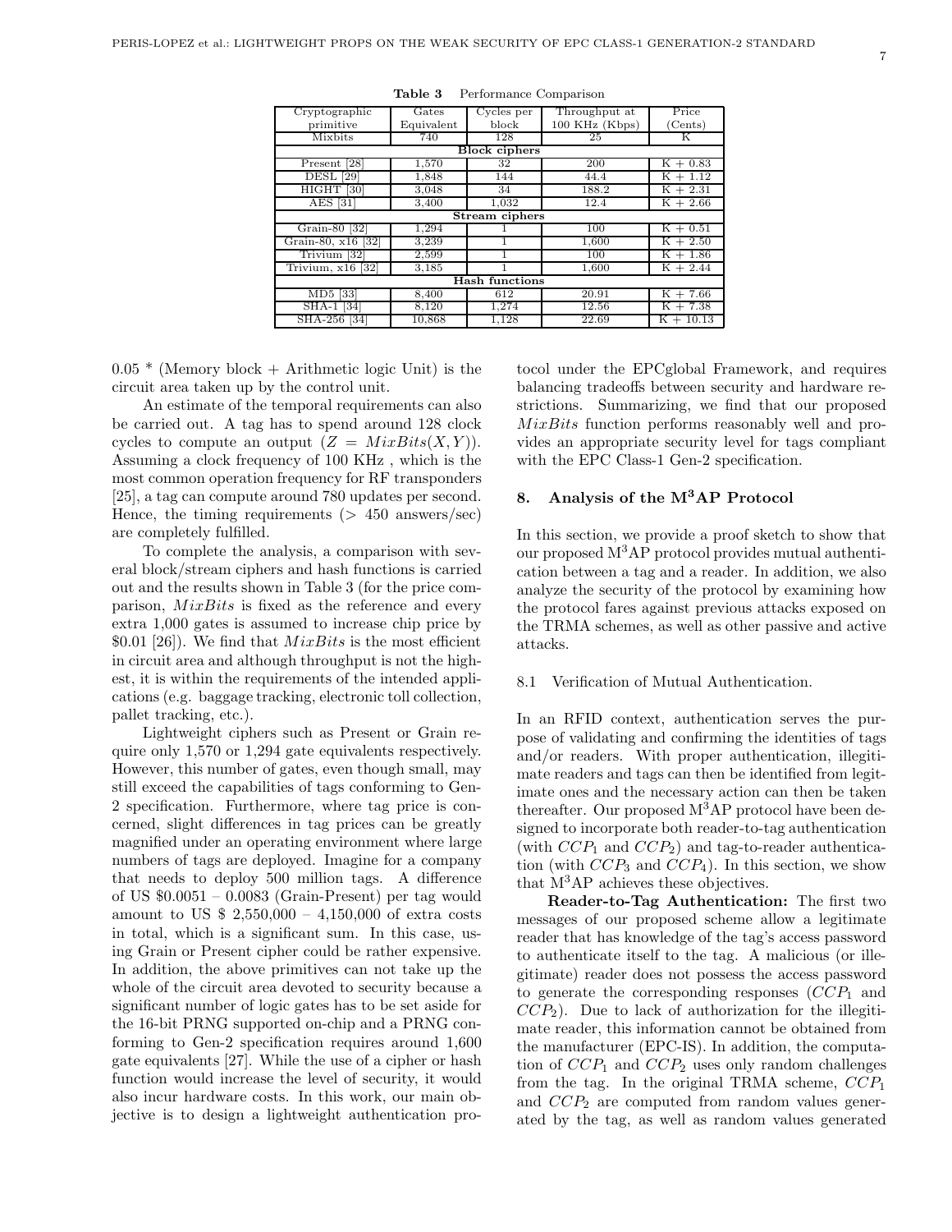**Table 3** Performance Comparison

| Cryptographic primitive | Gates Equivalent | Cycles per block | Throughput at 100 KHz (Kbps) | Price (Cents) |
|---|---|---|---|---|
| Mixbits | 740 | 128 | 25 | K |
| **Block ciphers** | | | | |
| Present [28] | 1,570 | 32 | 200 | K + 0.83 |
| DESL [29] | 1,848 | 144 | 44.4 | K + 1.12 |
| HIGHT [30] | 3,048 | 34 | 188.2 | K + 2.31 |
| AES [31] | 3,400 | 1,032 | 12.4 | K + 2.66 |
| **Stream ciphers** | | | | |
| Grain-80 [32] | 1,294 | 1 | 100 | K + 0.51 |
| Grain-80, x16 [32] | 3,239 | 1 | 1,600 | K + 2.50 |
| Trivium [32] | 2,599 | 1 | 100 | K + 1.86 |
| Trivium, x16 [32] | 3,185 | 1 | 1,600 | K + 2.44 |
| **Hash functions** | | | | |
| MD5 [33] | 8,400 | 612 | 20.91 | K + 7.66 |
| SHA-1 [34] | 8,120 | 1,274 | 12.56 | K + 7.38 |
| SHA-256 [34] | 10,868 | 1,128 | 22.69 | K + 10.13 |

0.05 * (Memory block + Arithmetic logic Unit) is the circuit area taken up by the control unit.

An estimate of the temporal requirements can also be carried out. A tag has to spend around 128 clock cycles to compute an output ($Z = MixBits(X, Y)$). Assuming a clock frequency of 100 KHz , which is the most common operation frequency for RF transponders [25], a tag can compute around 780 updates per second. Hence, the timing requirements ($>$ 450 answers/sec) are completely fulfilled.

To complete the analysis, a comparison with several block/stream ciphers and hash functions is carried out and the results shown in Table 3 (for the price comparison, *MixBits* is fixed as the reference and every extra 1,000 gates is assumed to increase chip price by $0.01 [26]). We find that *MixBits* is the most efficient in circuit area and although throughput is not the highest, it is within the requirements of the intended applications (e.g. baggage tracking, electronic toll collection, pallet tracking, etc.).

Lightweight ciphers such as Present or Grain require only 1,570 or 1,294 gate equivalents respectively. However, this number of gates, even though small, may still exceed the capabilities of tags conforming to Gen-2 specification. Furthermore, where tag price is concerned, slight differences in tag prices can be greatly magnified under an operating environment where large numbers of tags are deployed. Imagine for a company that needs to deploy 500 million tags. A difference of US $0.0051 – 0.0083 (Grain-Present) per tag would amount to US $ 2,550,000 – 4,150,000 of extra costs in total, which is a significant sum. In this case, using Grain or Present cipher could be rather expensive. In addition, the above primitives can not take up the whole of the circuit area devoted to security because a significant number of logic gates has to be set aside for the 16-bit PRNG supported on-chip and a PRNG conforming to Gen-2 specification requires around 1,600 gate equivalents [27]. While the use of a cipher or hash function would increase the level of security, it would also incur hardware costs. In this work, our main objective is to design a lightweight authentication protocol under the EPCglobal Framework, and requires balancing tradeoffs between security and hardware restrictions. Summarizing, we find that our proposed *MixBits* function performs reasonably well and provides an appropriate security level for tags compliant with the EPC Class-1 Gen-2 specification.

## 8. Analysis of the M$^3$AP Protocol

In this section, we provide a proof sketch to show that our proposed M$^3$AP protocol provides mutual authentication between a tag and a reader. In addition, we also analyze the security of the protocol by examining how the protocol fares against previous attacks exposed on the TRMA schemes, as well as other passive and active attacks.

### 8.1 Verification of Mutual Authentication.

In an RFID context, authentication serves the purpose of validating and confirming the identities of tags and/or readers. With proper authentication, illegitimate readers and tags can then be identified from legitimate ones and the necessary action can then be taken thereafter. Our proposed M$^3$AP protocol have been designed to incorporate both reader-to-tag authentication (with $CCP_1$ and $CCP_2$) and tag-to-reader authentication (with $CCP_3$ and $CCP_4$). In this section, we show that M$^3$AP achieves these objectives.

**Reader-to-Tag Authentication:** The first two messages of our proposed scheme allow a legitimate reader that has knowledge of the tag's access password to authenticate itself to the tag. A malicious (or illegitimate) reader does not possess the access password to generate the corresponding responses ($CCP_1$ and $CCP_2$). Due to lack of authorization for the illegitimate reader, this information cannot be obtained from the manufacturer (EPC-IS). In addition, the computation of $CCP_1$ and $CCP_2$ uses only random challenges from the tag. In the original TRMA scheme, $CCP_1$ and $CCP_2$ are computed from random values generated by the tag, as well as random values generated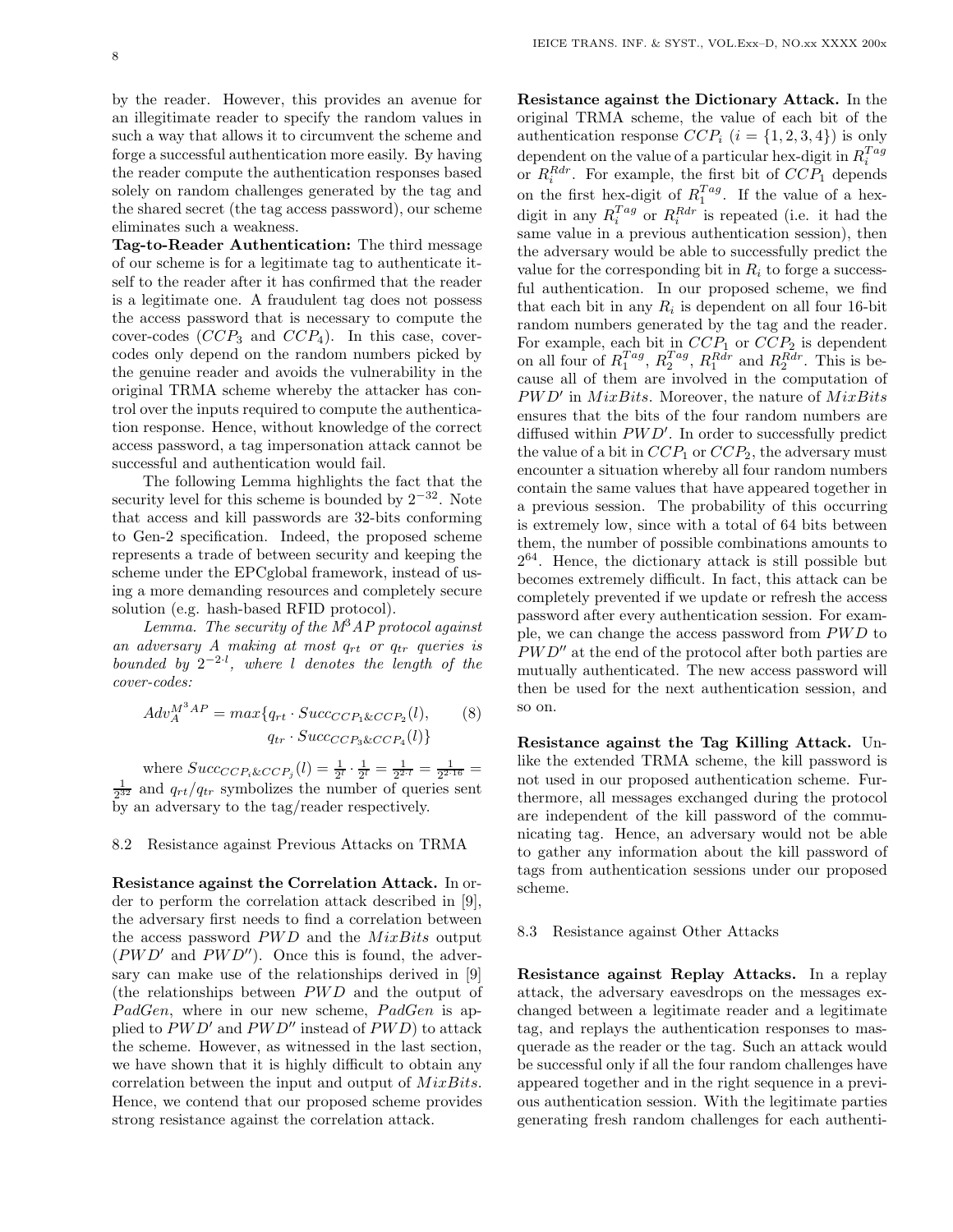by the reader. However, this provides an avenue for an illegitimate reader to specify the random values in such a way that allows it to circumvent the scheme and forge a successful authentication more easily. By having the reader compute the authentication responses based solely on random challenges generated by the tag and the shared secret (the tag access password), our scheme eliminates such a weakness.

**Tag-to-Reader Authentication:** The third message of our scheme is for a legitimate tag to authenticate itself to the reader after it has confirmed that the reader is a legitimate one. A fraudulent tag does not possess the access password that is necessary to compute the cover-codes ($CCP_3$ and $CCP_4$). In this case, cover-codes only depend on the random numbers picked by the genuine reader and avoids the vulnerability in the original TRMA scheme whereby the attacker has control over the inputs required to compute the authentication response. Hence, without knowledge of the correct access password, a tag impersonation attack cannot be successful and authentication would fail.

The following Lemma highlights the fact that the security level for this scheme is bounded by $2^{-32}$. Note that access and kill passwords are 32-bits conforming to Gen-2 specification. Indeed, the proposed scheme represents a trade of between security and keeping the scheme under the EPCglobal framework, instead of using a more demanding resources and completely secure solution (e.g. hash-based RFID protocol).

*Lemma. The security of the $M^3AP$ protocol against an adversary A making at most $q_{rt}$ or $q_{tr}$ queries is bounded by $2^{-2 \cdot l}$, where l denotes the length of the cover-codes:*

$$Adv_A^{M^3AP} = max\{q_{rt} \cdot Succ_{CCP_1 \& CCP_2}(l), \quad q_{tr} \cdot Succ_{CCP_3 \& CCP_4}(l)\} \tag{8}$$

where $Succ_{CCP_i \& CCP_j}(l) = \frac{1}{2^l} \cdot \frac{1}{2^l} = \frac{1}{2^{2 \cdot l}} = \frac{1}{2^{2 \cdot 16}} = \frac{1}{2^{32}}$ and $q_{rt}/q_{tr}$ symbolizes the number of queries sent by an adversary to the tag/reader respectively.

## 8.2 Resistance against Previous Attacks on TRMA

**Resistance against the Correlation Attack.** In order to perform the correlation attack described in [9], the adversary first needs to find a correlation between the access password $PWD$ and the $MixBits$ output ($PWD'$ and $PWD''$). Once this is found, the adversary can make use of the relationships derived in [9] (the relationships between $PWD$ and the output of $PadGen$, where in our new scheme, $PadGen$ is applied to $PWD'$ and $PWD''$ instead of $PWD$) to attack the scheme. However, as witnessed in the last section, we have shown that it is highly difficult to obtain any correlation between the input and output of $MixBits$. Hence, we contend that our proposed scheme provides strong resistance against the correlation attack.

**Resistance against the Dictionary Attack.** In the original TRMA scheme, the value of each bit of the authentication response $CCP_i$ $(i = \{1, 2, 3, 4\})$ is only dependent on the value of a particular hex-digit in $R_i^{Tag}$ or $R_i^{Rdr}$. For example, the first bit of $CCP_1$ depends on the first hex-digit of $R_1^{Tag}$. If the value of a hex-digit in any $R_i^{Tag}$ or $R_i^{Rdr}$ is repeated (i.e. it had the same value in a previous authentication session), then the adversary would be able to successfully predict the value for the corresponding bit in $R_i$ to forge a successful authentication. In our proposed scheme, we find that each bit in any $R_i$ is dependent on all four 16-bit random numbers generated by the tag and the reader. For example, each bit in $CCP_1$ or $CCP_2$ is dependent on all four of $R_1^{Tag}$, $R_2^{Tag}$, $R_1^{Rdr}$ and $R_2^{Rdr}$. This is because all of them are involved in the computation of $PWD'$ in $MixBits$. Moreover, the nature of $MixBits$ ensures that the bits of the four random numbers are diffused within $PWD'$. In order to successfully predict the value of a bit in $CCP_1$ or $CCP_2$, the adversary must encounter a situation whereby all four random numbers contain the same values that have appeared together in a previous session. The probability of this occurring is extremely low, since with a total of 64 bits between them, the number of possible combinations amounts to $2^{64}$. Hence, the dictionary attack is still possible but becomes extremely difficult. In fact, this attack can be completely prevented if we update or refresh the access password after every authentication session. For example, we can change the access password from $PWD$ to $PWD''$ at the end of the protocol after both parties are mutually authenticated. The new access password will then be used for the next authentication session, and so on.

**Resistance against the Tag Killing Attack.** Unlike the extended TRMA scheme, the kill password is not used in our proposed authentication scheme. Furthermore, all messages exchanged during the protocol are independent of the kill password of the communicating tag. Hence, an adversary would not be able to gather any information about the kill password of tags from authentication sessions under our proposed scheme.

## 8.3 Resistance against Other Attacks

**Resistance against Replay Attacks.** In a replay attack, the adversary eavesdrops on the messages exchanged between a legitimate reader and a legitimate tag, and replays the authentication responses to masquerade as the reader or the tag. Such an attack would be successful only if all the four random challenges have appeared together and in the right sequence in a previous authentication session. With the legitimate parties generating fresh random challenges for each authenti-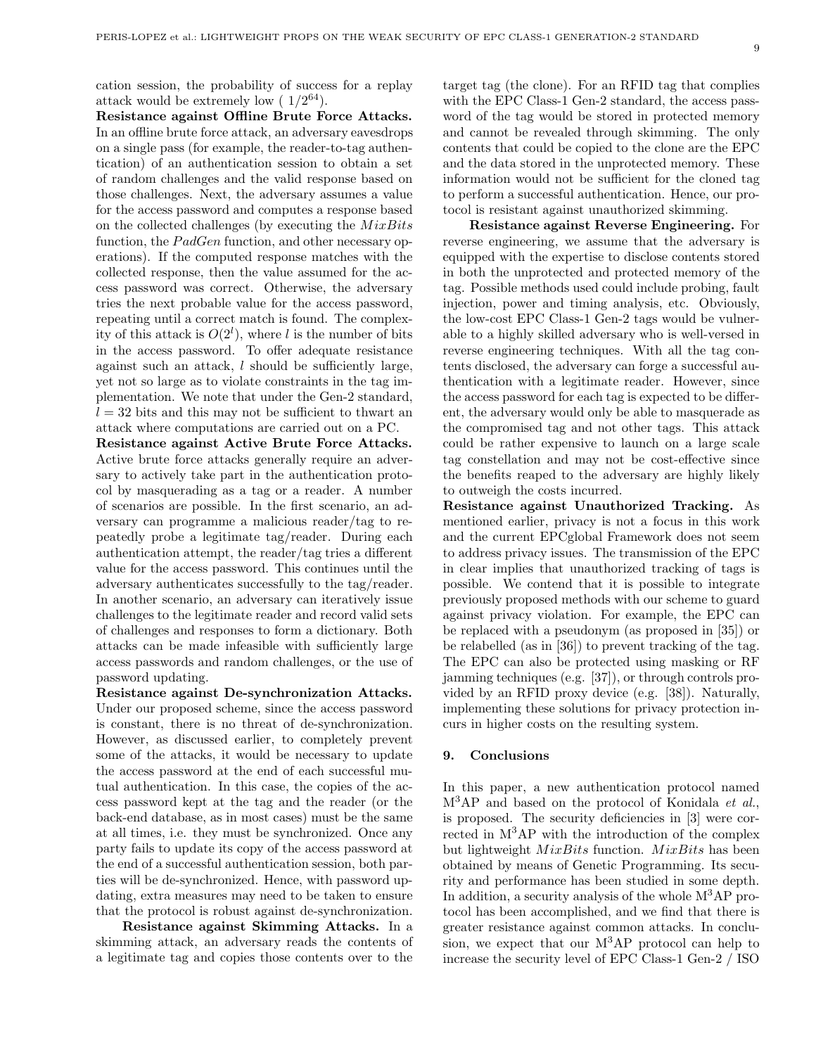cation session, the probability of success for a replay attack would be extremely low ( $1/2^{64}$).

**Resistance against Offline Brute Force Attacks.** In an offline brute force attack, an adversary eavesdrops on a single pass (for example, the reader-to-tag authentication) of an authentication session to obtain a set of random challenges and the valid response based on those challenges. Next, the adversary assumes a value for the access password and computes a response based on the collected challenges (by executing the $MixBits$ function, the $PadGen$ function, and other necessary operations). If the computed response matches with the collected response, then the value assumed for the access password was correct. Otherwise, the adversary tries the next probable value for the access password, repeating until a correct match is found. The complexity of this attack is $O(2^l)$, where $l$ is the number of bits in the access password. To offer adequate resistance against such an attack, $l$ should be sufficiently large, yet not so large as to violate constraints in the tag implementation. We note that under the Gen-2 standard, $l = 32$ bits and this may not be sufficient to thwart an attack where computations are carried out on a PC.

**Resistance against Active Brute Force Attacks.** Active brute force attacks generally require an adversary to actively take part in the authentication protocol by masquerading as a tag or a reader. A number of scenarios are possible. In the first scenario, an adversary can programme a malicious reader/tag to repeatedly probe a legitimate tag/reader. During each authentication attempt, the reader/tag tries a different value for the access password. This continues until the adversary authenticates successfully to the tag/reader. In another scenario, an adversary can iteratively issue challenges to the legitimate reader and record valid sets of challenges and responses to form a dictionary. Both attacks can be made infeasible with sufficiently large access passwords and random challenges, or the use of password updating.

**Resistance against De-synchronization Attacks.** Under our proposed scheme, since the access password is constant, there is no threat of de-synchronization. However, as discussed earlier, to completely prevent some of the attacks, it would be necessary to update the access password at the end of each successful mutual authentication. In this case, the copies of the access password kept at the tag and the reader (or the back-end database, as in most cases) must be the same at all times, i.e. they must be synchronized. Once any party fails to update its copy of the access password at the end of a successful authentication session, both parties will be de-synchronized. Hence, with password updating, extra measures may need to be taken to ensure that the protocol is robust against de-synchronization.

**Resistance against Skimming Attacks.** In a skimming attack, an adversary reads the contents of a legitimate tag and copies those contents over to the target tag (the clone). For an RFID tag that complies with the EPC Class-1 Gen-2 standard, the access password of the tag would be stored in protected memory and cannot be revealed through skimming. The only contents that could be copied to the clone are the EPC and the data stored in the unprotected memory. These information would not be sufficient for the cloned tag to perform a successful authentication. Hence, our protocol is resistant against unauthorized skimming.

**Resistance against Reverse Engineering.** For reverse engineering, we assume that the adversary is equipped with the expertise to disclose contents stored in both the unprotected and protected memory of the tag. Possible methods used could include probing, fault injection, power and timing analysis, etc. Obviously, the low-cost EPC Class-1 Gen-2 tags would be vulnerable to a highly skilled adversary who is well-versed in reverse engineering techniques. With all the tag contents disclosed, the adversary can forge a successful authentication with a legitimate reader. However, since the access password for each tag is expected to be different, the adversary would only be able to masquerade as the compromised tag and not other tags. This attack could be rather expensive to launch on a large scale tag constellation and may not be cost-effective since the benefits reaped to the adversary are highly likely to outweigh the costs incurred.

**Resistance against Unauthorized Tracking.** As mentioned earlier, privacy is not a focus in this work and the current EPCglobal Framework does not seem to address privacy issues. The transmission of the EPC in clear implies that unauthorized tracking of tags is possible. We contend that it is possible to integrate previously proposed methods with our scheme to guard against privacy violation. For example, the EPC can be replaced with a pseudonym (as proposed in [35]) or be relabelled (as in [36]) to prevent tracking of the tag. The EPC can also be protected using masking or RF jamming techniques (e.g. [37]), or through controls provided by an RFID proxy device (e.g. [38]). Naturally, implementing these solutions for privacy protection incurs in higher costs on the resulting system.

## 9. Conclusions

In this paper, a new authentication protocol named $M^3AP$ and based on the protocol of Konidala *et al.*, is proposed. The security deficiencies in [3] were corrected in $M^3AP$ with the introduction of the complex but lightweight $MixBits$ function. $MixBits$ has been obtained by means of Genetic Programming. Its security and performance has been studied in some depth. In addition, a security analysis of the whole $M^3AP$ protocol has been accomplished, and we find that there is greater resistance against common attacks. In conclusion, we expect that our $M^3AP$ protocol can help to increase the security level of EPC Class-1 Gen-2 / ISO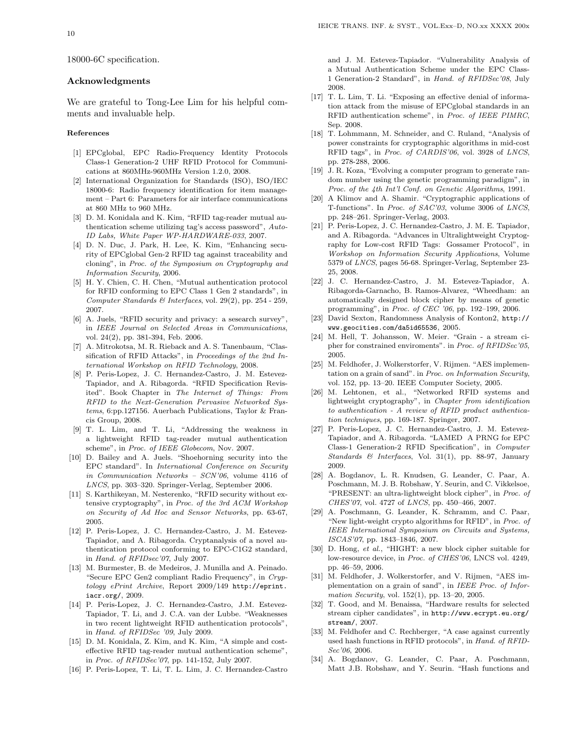18000-6C specification.

## Acknowledgments

We are grateful to Tong-Lee Lim for his helpful comments and invaluable help.

### References

[1] EPCglobal, EPC Radio-Frequency Identity Protocols Class-1 Generation-2 UHF RFID Protocol for Communications at 860MHz-960MHz Version 1.2.0, 2008.

[2] International Organization for Standards (ISO), ISO/IEC 18000-6: Radio frequency identification for item management – Part 6: Parameters for air interface communications at 860 MHz to 960 MHz.

[3] D. M. Konidala and K. Kim, "RFID tag-reader mutual authentication scheme utilizing tag's access password", *Auto-ID Labs, White Paper WP-HARDWARE-033*, 2007.

[4] D. N. Duc, J. Park, H. Lee, K. Kim, "Enhancing security of EPCglobal Gen-2 RFID tag against traceability and cloning", in *Proc. of the Symposium on Cryptography and Information Security*, 2006.

[5] H. Y. Chien, C. H. Chen, "Mutual authentication protocol for RFID conforming to EPC Class 1 Gen 2 standards", in *Computer Standards & Interfaces*, vol. 29(2), pp. 254 - 259, 2007.

[6] A. Juels, "RFID security and privacy: a sesearch survey", in *IEEE Journal on Selected Areas in Communications*, vol. 24(2), pp. 381-394, Feb. 2006.

[7] A. Mitrokotsa, M. R. Rieback and A. S. Tanenbaum, "Classification of RFID Attacks", in *Proceedings of the 2nd International Workshop on RFID Technology*, 2008.

[8] P. Peris-Lopez, J. C. Hernandez-Castro, J. M. Estevez-Tapiador, and A. Ribagorda. "RFID Specification Revisited". Book Chapter in *The Internet of Things: From RFID to the Next-Generation Pervasive Networked Systems*, 6:pp.127156. Auerbach Publications, Taylor & Francis Group, 2008.

[9] T. L. Lim, and T. Li, "Addressing the weakness in a lightweight RFID tag-reader mutual authentication scheme", in *Proc. of IEEE Globecom*, Nov. 2007.

[10] D. Bailey and A. Juels. "Shoehorning security into the EPC standard". In *International Conference on Security in Communication Networks – SCN'06*, volume 4116 of *LNCS*, pp. 303–320. Springer-Verlag, September 2006.

[11] S. Karthikeyan, M. Nesterenko, "RFID security without extensive cryptography", in *Proc. of the 3rd ACM Workshop on Security of Ad Hoc and Sensor Networks*, pp. 63-67, 2005.

[12] P. Peris-Lopez, J. C. Hernandez-Castro, J. M. Estevez-Tapiador, and A. Ribagorda. Cryptanalysis of a novel authentication protocol conforming to EPC-C1G2 standard, in *Hand. of RFIDsec'07*, July 2007.

[13] M. Burmester, B. de Medeiros, J. Munilla and A. Peinado. "Secure EPC Gen2 compliant Radio Frequency", in *Cryptology ePrint Archive*, Report 2009/149 http://eprint.iacr.org/, 2009.

[14] P. Peris-Lopez, J. C. Hernandez-Castro, J.M. Estevez-Tapiador, T. Li, and J. C.A. van der Lubbe. "Weaknesses in two recent lightweight RFID authentication protocols", in *Hand. of RFIDSec '09*, July 2009.

[15] D. M. Konidala, Z. Kim, and K. Kim, "A simple and cost-effective RFID tag-reader mutual authentication scheme", in *Proc. of RFIDSec'07*, pp. 141-152, July 2007.

[16] P. Peris-Lopez, T. Li, T. L. Lim, J. C. Hernandez-Castro and J. M. Estevez-Tapiador. "Vulnerability Analysis of a Mutual Authentication Scheme under the EPC Class-1 Generation-2 Standard", in *Hand. of RFIDSec'08*, July 2008.

[17] T. L. Lim, T. Li. "Exposing an effective denial of information attack from the misuse of EPCglobal standards in an RFID authentication scheme", in *Proc. of IEEE PIMRC*, Sep. 2008.

[18] T. Lohmmann, M. Schneider, and C. Ruland, "Analysis of power constraints for cryptographic algorithms in mid-cost RFID tags", in *Proc. of CARDIS'06*, vol. 3928 of *LNCS*, pp. 278-288, 2006.

[19] J. R. Koza, "Evolving a computer program to generate random number using the genetic programming paradigm", in *Proc. of the 4th Int'l Conf. on Genetic Algorithms*, 1991.

[20] A Klimov and A. Shamir. "Cryptographic applications of T-functions". In *Proc. of SAC'03*, volume 3006 of *LNCS*, pp. 248–261. Springer-Verlag, 2003.

[21] P. Peris-Lopez, J. C. Hernandez-Castro, J. M. E. Tapiador, and A. Ribagorda. "Advances in Ultralightweight Cryptography for Low-cost RFID Tags: Gossamer Protocol", in *Workshop on Information Security Applications*, Volume 5379 of *LNCS*, pages 56-68. Springer-Verlag, September 23-25, 2008.

[22] J. C. Hernandez-Castro, J. M. Estevez-Tapiador, A. Ribagorda-Garnacho, B. Ramos-Alvarez, "Wheedham: an automatically designed block cipher by means of genetic programming", in *Proc. of CEC '06*, pp. 192–199, 2006.

[23] David Sexton, Randomness Analysis of Konton2, http://www.geocities.com/da5id65536, 2005.

[24] M. Hell, T. Johansson, W. Meier. "Grain - a stream cipher for constrained enviroments". in *Proc. of RFIDSec'05*, 2005.

[25] M. Feldhofer, J. Wolkerstorfer, V. Rijmen. "AES implementation on a grain of sand". in *Proc. on Information Security*, vol. 152, pp. 13–20. IEEE Computer Society, 2005.

[26] M. Lehtonen, et al., "Networked RFID systems and lightweight cryptography", in *Chapter from identification to authentication - A review of RFID product authentication techniques*, pp. 169-187. Springer, 2007.

[27] P. Peris-Lopez, J. C. Hernandez-Castro, J. M. Estevez-Tapiador, and A. Ribagorda. "LAMED A PRNG for EPC Class-1 Generation-2 RFID Specification", in *Computer Standards & Interfaces*, Vol. 31(1), pp. 88-97, January 2009.

[28] A. Bogdanov, L. R. Knudsen, G. Leander, C. Paar, A. Poschmann, M. J. B. Robshaw, Y. Seurin, and C. Vikkelsoe, "PRESENT: an ultra-lightweight block cipher", in *Proc. of CHES'07*, vol. 4727 of *LNCS*, pp. 450–466, 2007.

[29] A. Poschmann, G. Leander, K. Schramm, and C. Paar, "New light-weight crypto algorithms for RFID", in *Proc. of IEEE International Symposium on Circuits and Systems, ISCAS'07*, pp. 1843–1846, 2007.

[30] D. Hong, *et al.*, "HIGHT: a new block cipher suitable for low-resource device, in *Proc. of CHES'06*, LNCS vol. 4249, pp. 46–59, 2006.

[31] M. Feldhofer, J. Wolkerstorfer, and V. Rijmen, "AES implementation on a grain of sand", in *IEEE Proc. of Information Security*, vol. 152(1), pp. 13–20, 2005.

[32] T. Good, and M. Benaissa, "Hardware results for selected stream cipher candidates", in http://www.ecrypt.eu.org/stream/, 2007.

[33] M. Feldhofer and C. Rechberger, "A case against currently used hash functions in RFID protocols", in *Hand. of RFIDSec'06*, 2006.

[34] A. Bogdanov, G. Leander, C. Paar, A. Poschmann, Matt J.B. Robshaw, and Y. Seurin. "Hash functions and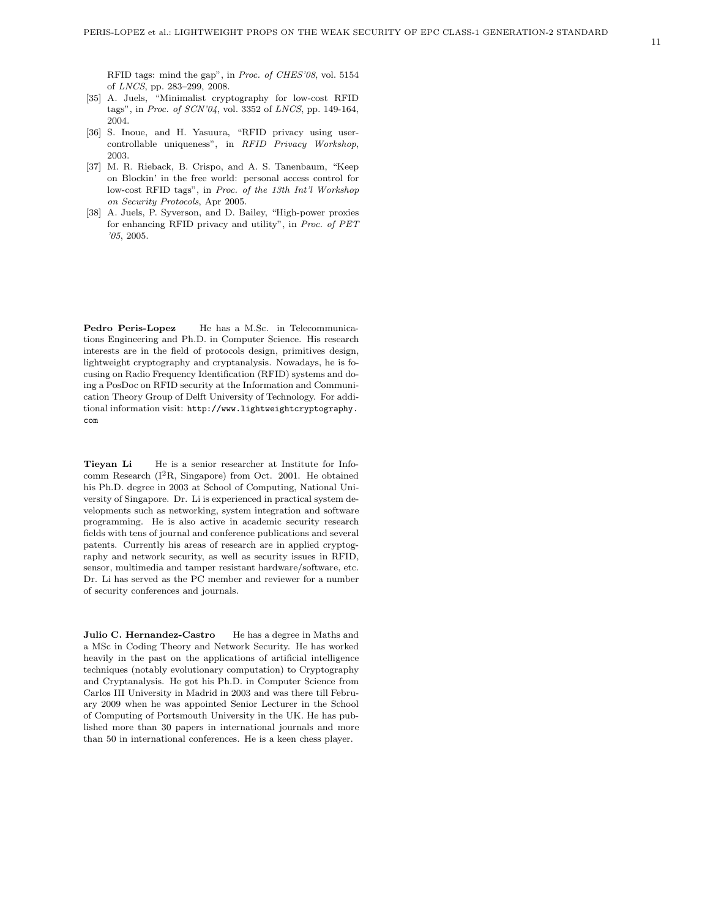RFID tags: mind the gap", in *Proc. of CHES'08*, vol. 5154 of *LNCS*, pp. 283–299, 2008.

[35] A. Juels, "Minimalist cryptography for low-cost RFID tags", in *Proc. of SCN'04*, vol. 3352 of *LNCS*, pp. 149-164, 2004.

[36] S. Inoue, and H. Yasuura, "RFID privacy using user-controllable uniqueness", in *RFID Privacy Workshop*, 2003.

[37] M. R. Rieback, B. Crispo, and A. S. Tanenbaum, "Keep on Blockin' in the free world: personal access control for low-cost RFID tags", in *Proc. of the 13th Int'l Workshop on Security Protocols*, Apr 2005.

[38] A. Juels, P. Syverson, and D. Bailey, "High-power proxies for enhancing RFID privacy and utility", in *Proc. of PET '05*, 2005.

**Pedro Peris-Lopez** He has a M.Sc. in Telecommunications Engineering and Ph.D. in Computer Science. His research interests are in the field of protocols design, primitives design, lightweight cryptography and cryptanalysis. Nowadays, he is focusing on Radio Frequency Identification (RFID) systems and doing a PosDoc on RFID security at the Information and Communication Theory Group of Delft University of Technology. For additional information visit: http://www.lightweightcryptography.com

**Tieyan Li** He is a senior researcher at Institute for Infocomm Research ($I^2R$, Singapore) from Oct. 2001. He obtained his Ph.D. degree in 2003 at School of Computing, National University of Singapore. Dr. Li is experienced in practical system developments such as networking, system integration and software programming. He is also active in academic security research fields with tens of journal and conference publications and several patents. Currently his areas of research are in applied cryptography and network security, as well as security issues in RFID, sensor, multimedia and tamper resistant hardware/software, etc. Dr. Li has served as the PC member and reviewer for a number of security conferences and journals.

**Julio C. Hernandez-Castro** He has a degree in Maths and a MSc in Coding Theory and Network Security. He has worked heavily in the past on the applications of artificial intelligence techniques (notably evolutionary computation) to Cryptography and Cryptanalysis. He got his Ph.D. in Computer Science from Carlos III University in Madrid in 2003 and was there till February 2009 when he was appointed Senior Lecturer in the School of Computing of Portsmouth University in the UK. He has published more than 30 papers in international journals and more than 50 in international conferences. He is a keen chess player.